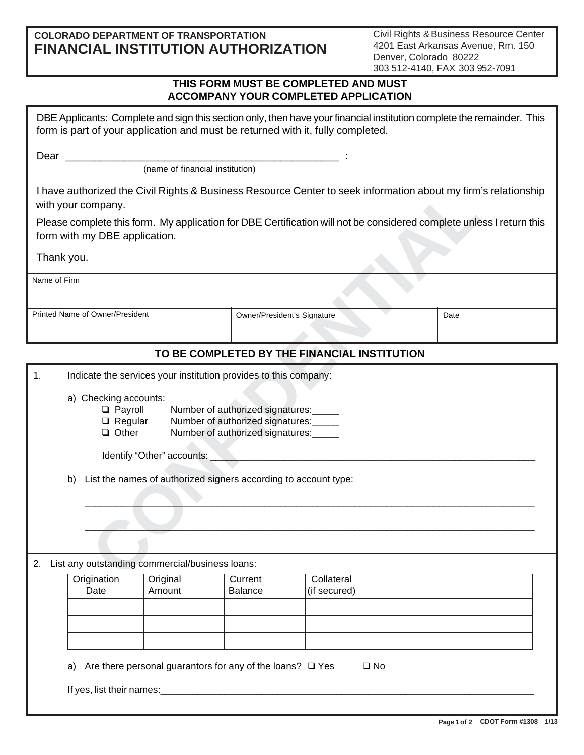**COLORADO DEPARTMENT OF TRANSPORTATION**

# FINANCIAL INSTITUTION AUTHORIZATION

Civil Rights & Business Resource Center
4201 East Arkansas Avenue, Rm. 150
Denver, Colorado 80222
303 512-4140, FAX 303 952-7091

**THIS FORM MUST BE COMPLETED AND MUST ACCOMPANY YOUR COMPLETED APPLICATION**

DBE Applicants: Complete and sign this section only, then have your financial institution complete the remainder. This form is part of your application and must be returned with it, fully completed.

Dear ______________________________________________ :
(name of financial institution)

I have authorized the Civil Rights & Business Resource Center to seek information about my firm's relationship with your company.

Please complete this form. My application for DBE Certification will not be considered complete unless I return this form with my DBE application.

Thank you.

Name of Firm

| Printed Name of Owner/President | Owner/President's Signature | Date |
|---|---|---|
| | | |

**TO BE COMPLETED BY THE FINANCIAL INSTITUTION**

1. Indicate the services your institution provides to this company:

   a) Checking accounts:
      - ❑ Payroll Number of authorized signatures:_____
      - ❑ Regular Number of authorized signatures:_____
      - ❑ Other Number of authorized signatures:_____

      Identify "Other" accounts: ______________________________________________

   b) List the names of authorized signers according to account type:

      ______________________________________________________________________

      ______________________________________________________________________

2. List any outstanding commercial/business loans:

| Origination Date | Original Amount | Current Balance | Collateral (if secured) |
|---|---|---|---|
| | | | |
| | | | |
| | | | |

   a) Are there personal guarantors for any of the loans? ❑ Yes ❑ No

   If yes, list their names:______________________________________________________

CONFIDENTIAL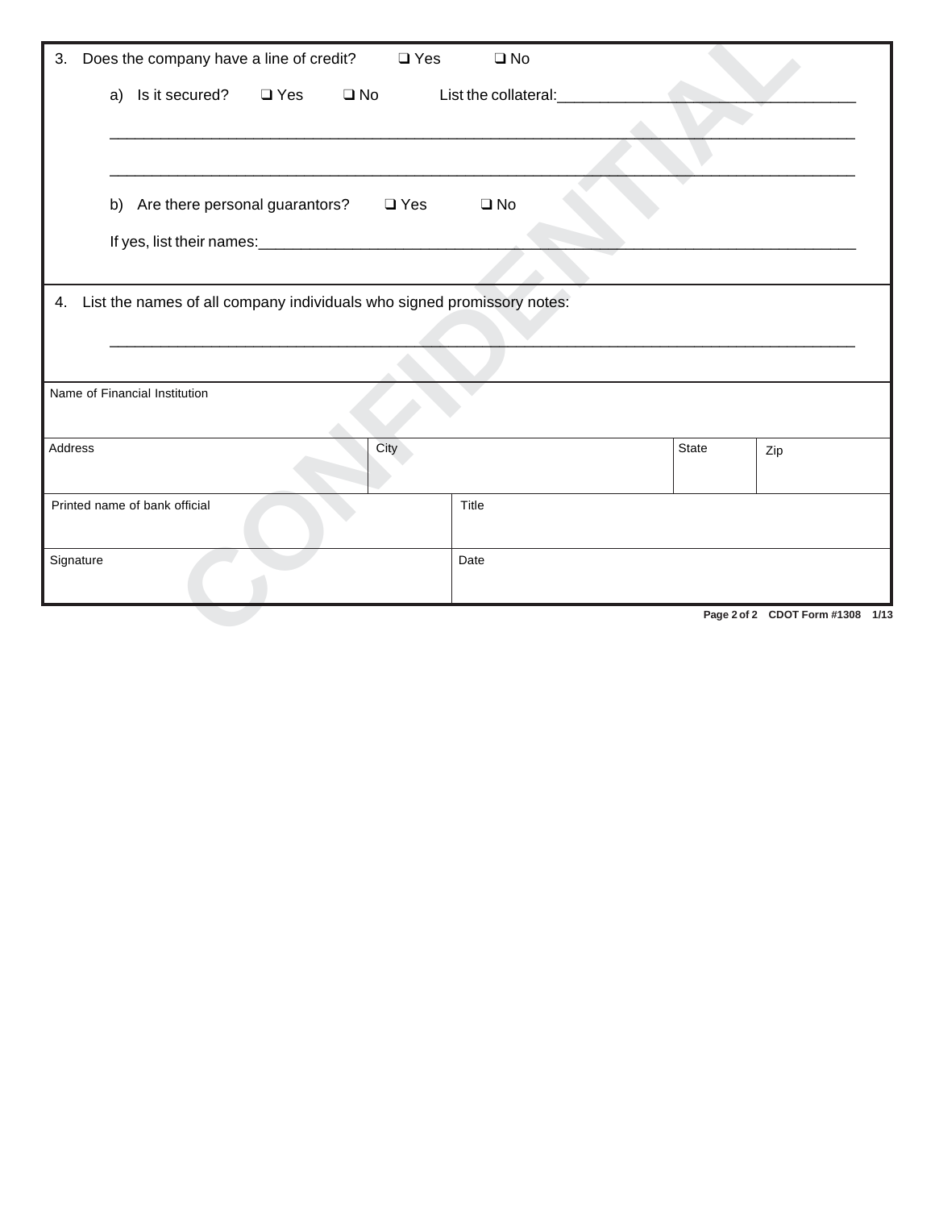3. Does the company have a line of credit? ❑ Yes ❑ No

   a) Is it secured? ❑ Yes ❑ No List the collateral:\_\_\_\_\_\_\_\_\_\_\_\_\_\_\_\_\_\_\_\_\_\_\_\_\_\_\_\_\_\_\_\_\_\_

   \_\_\_\_\_\_\_\_\_\_\_\_\_\_\_\_\_\_\_\_\_\_\_\_\_\_\_\_\_\_\_\_\_\_\_\_\_\_\_\_\_\_\_\_\_\_\_\_\_\_\_\_\_\_\_\_\_\_\_\_\_\_\_\_\_\_\_\_\_\_\_\_\_\_\_\_\_\_\_\_\_\_

   \_\_\_\_\_\_\_\_\_\_\_\_\_\_\_\_\_\_\_\_\_\_\_\_\_\_\_\_\_\_\_\_\_\_\_\_\_\_\_\_\_\_\_\_\_\_\_\_\_\_\_\_\_\_\_\_\_\_\_\_\_\_\_\_\_\_\_\_\_\_\_\_\_\_\_\_\_\_\_\_\_\_

   b) Are there personal guarantors? ❑ Yes ❑ No

   If yes, list their names:\_\_\_\_\_\_\_\_\_\_\_\_\_\_\_\_\_\_\_\_\_\_\_\_\_\_\_\_\_\_\_\_\_\_\_\_\_\_\_\_\_\_\_\_\_\_\_\_\_\_\_\_\_\_\_\_\_\_\_\_\_\_\_\_

4. List the names of all company individuals who signed promissory notes:

   \_\_\_\_\_\_\_\_\_\_\_\_\_\_\_\_\_\_\_\_\_\_\_\_\_\_\_\_\_\_\_\_\_\_\_\_\_\_\_\_\_\_\_\_\_\_\_\_\_\_\_\_\_\_\_\_\_\_\_\_\_\_\_\_\_\_\_\_\_\_\_\_\_\_\_\_\_\_\_\_\_\_

| | | | |
|---|---|---|---|
| Name of Financial Institution | | | |
| Address | City | State | Zip |
| Printed name of bank official | Title | | |
| Signature | Date | | |

CDOT Form #1308 1/13

CONFIDENTIAL